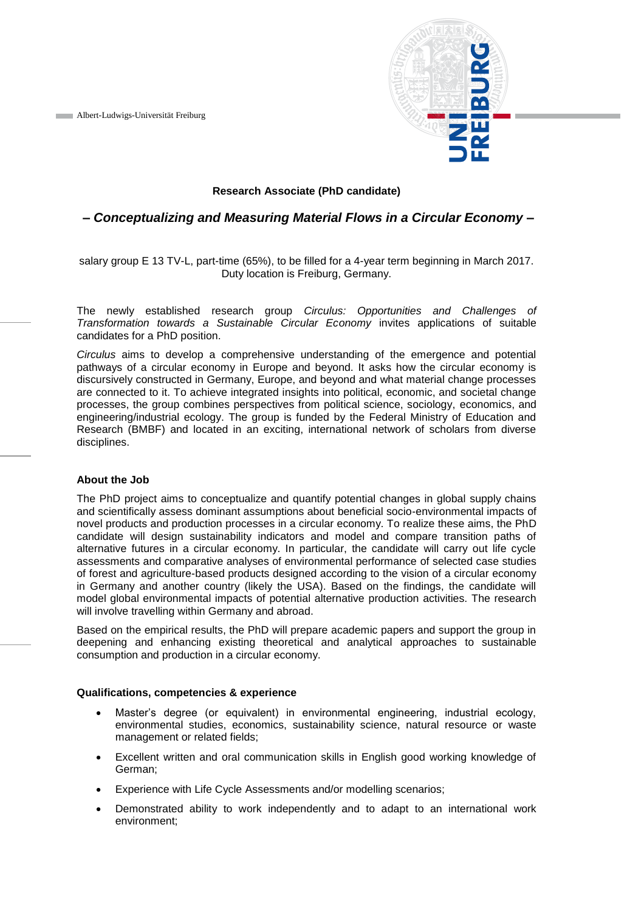Albert-Ludwigs-Universität Freiburg

**Research Associate (PhD candidate)**

## *– Conceptualizing and Measuring Material Flows in a Circular Economy –*

salary group E 13 TV-L, part-time (65%), to be filled for a 4-year term beginning in March 2017. Duty location is Freiburg, Germany.

The newly established research group *Circulus: Opportunities and Challenges of Transformation towards a Sustainable Circular Economy* invites applications of suitable candidates for a PhD position.

*Circulus* aims to develop a comprehensive understanding of the emergence and potential pathways of a circular economy in Europe and beyond. It asks how the circular economy is discursively constructed in Germany, Europe, and beyond and what material change processes are connected to it. To achieve integrated insights into political, economic, and societal change processes, the group combines perspectives from political science, sociology, economics, and engineering/industrial ecology. The group is funded by the Federal Ministry of Education and Research (BMBF) and located in an exciting, international network of scholars from diverse disciplines.

### About the Job

The PhD project aims to conceptualize and quantify potential changes in global supply chains and scientifically assess dominant assumptions about beneficial socio-environmental impacts of novel products and production processes in a circular economy. To realize these aims, the PhD candidate will design sustainability indicators and model and compare transition paths of alternative futures in a circular economy. In particular, the candidate will carry out life cycle assessments and comparative analyses of environmental performance of selected case studies of forest and agriculture-based products designed according to the vision of a circular economy in Germany and another country (likely the USA). Based on the findings, the candidate will model global environmental impacts of potential alternative production activities. The research will involve travelling within Germany and abroad.

Based on the empirical results, the PhD will prepare academic papers and support the group in deepening and enhancing existing theoretical and analytical approaches to sustainable consumption and production in a circular economy.

### Qualifications, competencies & experience

- Master's degree (or equivalent) in environmental engineering, industrial ecology, environmental studies, economics, sustainability science, natural resource or waste management or related fields;
- Excellent written and oral communication skills in English good working knowledge of German;
- Experience with Life Cycle Assessments and/or modelling scenarios;
- Demonstrated ability to work independently and to adapt to an international work environment;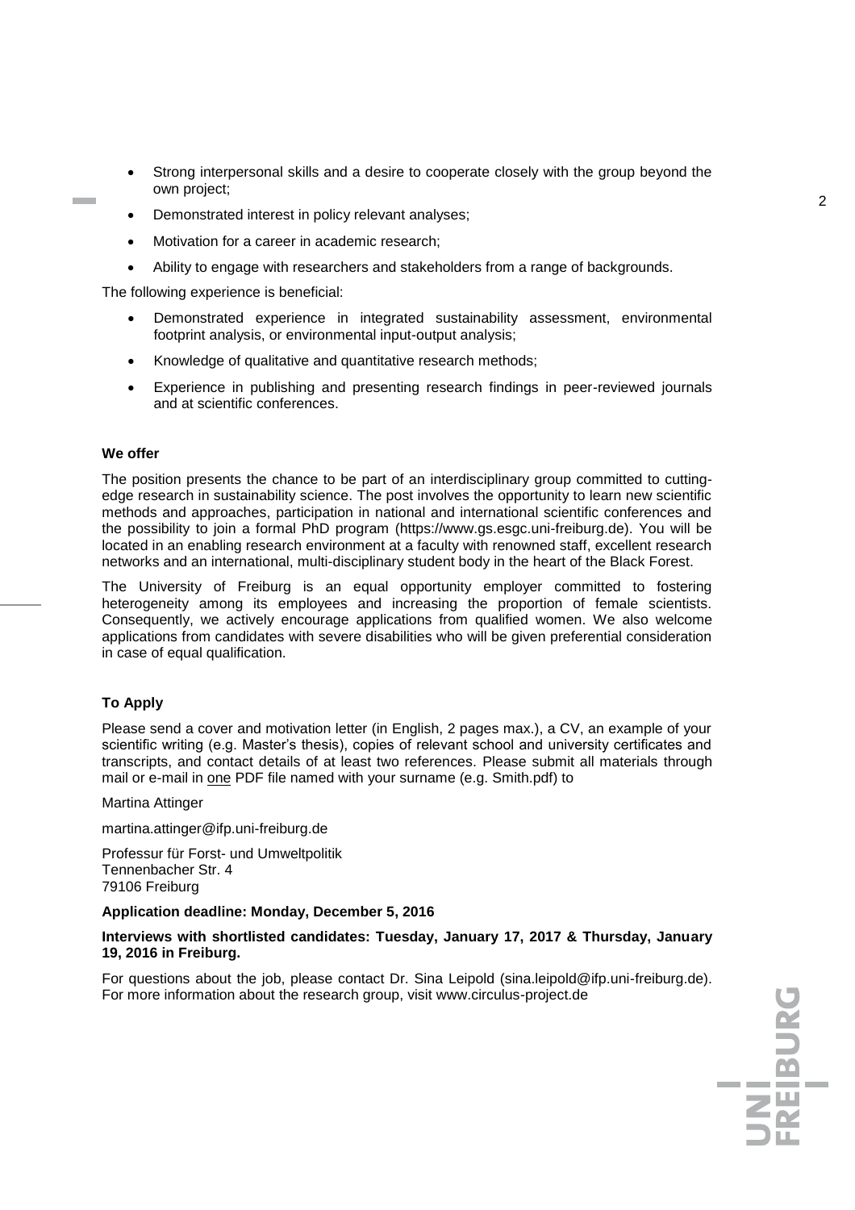- Strong interpersonal skills and a desire to cooperate closely with the group beyond the own project;
- Demonstrated interest in policy relevant analyses;
- Motivation for a career in academic research;
- Ability to engage with researchers and stakeholders from a range of backgrounds.

The following experience is beneficial:

- Demonstrated experience in integrated sustainability assessment, environmental footprint analysis, or environmental input-output analysis;
- Knowledge of qualitative and quantitative research methods;
- Experience in publishing and presenting research findings in peer-reviewed journals and at scientific conferences.

**We offer**

The position presents the chance to be part of an interdisciplinary group committed to cutting-edge research in sustainability science. The post involves the opportunity to learn new scientific methods and approaches, participation in national and international scientific conferences and the possibility to join a formal PhD program (https://www.gs.esgc.uni-freiburg.de). You will be located in an enabling research environment at a faculty with renowned staff, excellent research networks and an international, multi-disciplinary student body in the heart of the Black Forest.

The University of Freiburg is an equal opportunity employer committed to fostering heterogeneity among its employees and increasing the proportion of female scientists. Consequently, we actively encourage applications from qualified women. We also welcome applications from candidates with severe disabilities who will be given preferential consideration in case of equal qualification.

**To Apply**

Please send a cover and motivation letter (in English, 2 pages max.), a CV, an example of your scientific writing (e.g. Master's thesis), copies of relevant school and university certificates and transcripts, and contact details of at least two references. Please submit all materials through mail or e-mail in one PDF file named with your surname (e.g. Smith.pdf) to

Martina Attinger

martina.attinger@ifp.uni-freiburg.de

Professur für Forst- und Umweltpolitik
Tennenbacher Str. 4
79106 Freiburg

**Application deadline: Monday, December 5, 2016**

**Interviews with shortlisted candidates: Tuesday, January 17, 2017 & Thursday, January 19, 2016 in Freiburg.**

For questions about the job, please contact Dr. Sina Leipold (sina.leipold@ifp.uni-freiburg.de). For more information about the research group, visit www.circulus-project.de